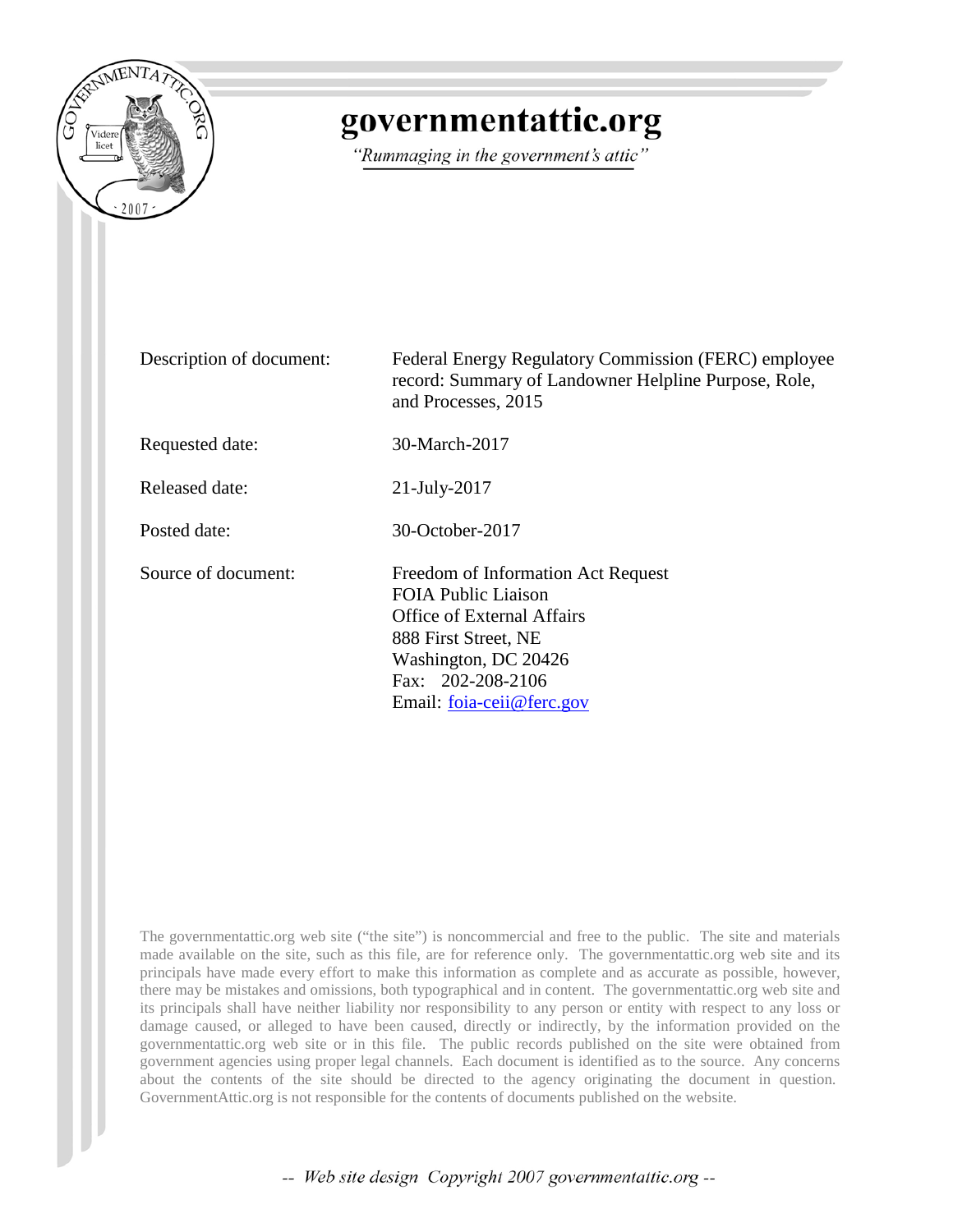# governmentattic.org

*"Rummaging in the government's attic"*

| | |
|---|---|
| Description of document: | Federal Energy Regulatory Commission (FERC) employee record: Summary of Landowner Helpline Purpose, Role, and Processes, 2015 |
| Requested date: | 30-March-2017 |
| Released date: | 21-July-2017 |
| Posted date: | 30-October-2017 |
| Source of document: | Freedom of Information Act Request<br>FOIA Public Liaison<br>Office of External Affairs<br>888 First Street, NE<br>Washington, DC 20426<br>Fax: 202-208-2106<br>Email: foia-ceii@ferc.gov |

The governmentattic.org web site ("the site") is noncommercial and free to the public. The site and materials made available on the site, such as this file, are for reference only. The governmentattic.org web site and its principals have made every effort to make this information as complete and as accurate as possible, however, there may be mistakes and omissions, both typographical and in content. The governmentattic.org web site and its principals shall have neither liability nor responsibility to any person or entity with respect to any loss or damage caused, or alleged to have been caused, directly or indirectly, by the information provided on the governmentattic.org web site or in this file. The public records published on the site were obtained from government agencies using proper legal channels. Each document is identified as to the source. Any concerns about the contents of the site should be directed to the agency originating the document in question. GovernmentAttic.org is not responsible for the contents of documents published on the website.

-- Web site design Copyright 2007 governmentattic.org --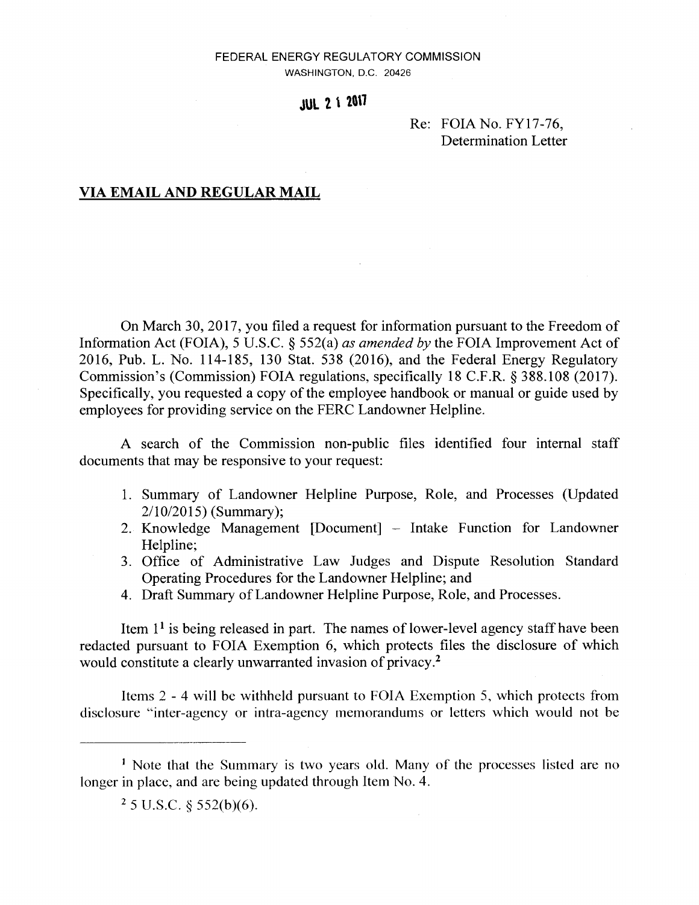FEDERAL ENERGY REGULATORY COMMISSION
WASHINGTON, D.C. 20426

**JUL 21 2017**

Re: FOIA No. FY17-76,
Determination Letter

**VIA EMAIL AND REGULAR MAIL**

On March 30, 2017, you filed a request for information pursuant to the Freedom of Information Act (FOIA), 5 U.S.C. § 552(a) *as amended by* the FOIA Improvement Act of 2016, Pub. L. No. 114-185, 130 Stat. 538 (2016), and the Federal Energy Regulatory Commission's (Commission) FOIA regulations, specifically 18 C.F.R. § 388.108 (2017). Specifically, you requested a copy of the employee handbook or manual or guide used by employees for providing service on the FERC Landowner Helpline.

A search of the Commission non-public files identified four internal staff documents that may be responsive to your request:

1. Summary of Landowner Helpline Purpose, Role, and Processes (Updated 2/10/2015) (Summary);
2. Knowledge Management [Document] – Intake Function for Landowner Helpline;
3. Office of Administrative Law Judges and Dispute Resolution Standard Operating Procedures for the Landowner Helpline; and
4. Draft Summary of Landowner Helpline Purpose, Role, and Processes.

Item 1[1] is being released in part. The names of lower-level agency staff have been redacted pursuant to FOIA Exemption 6, which protects files the disclosure of which would constitute a clearly unwarranted invasion of privacy.[2]

Items 2 - 4 will be withheld pursuant to FOIA Exemption 5, which protects from disclosure "inter-agency or intra-agency memorandums or letters which would not be

---

[1] Note that the Summary is two years old. Many of the processes listed are no longer in place, and are being updated through Item No. 4.

[2] 5 U.S.C. § 552(b)(6).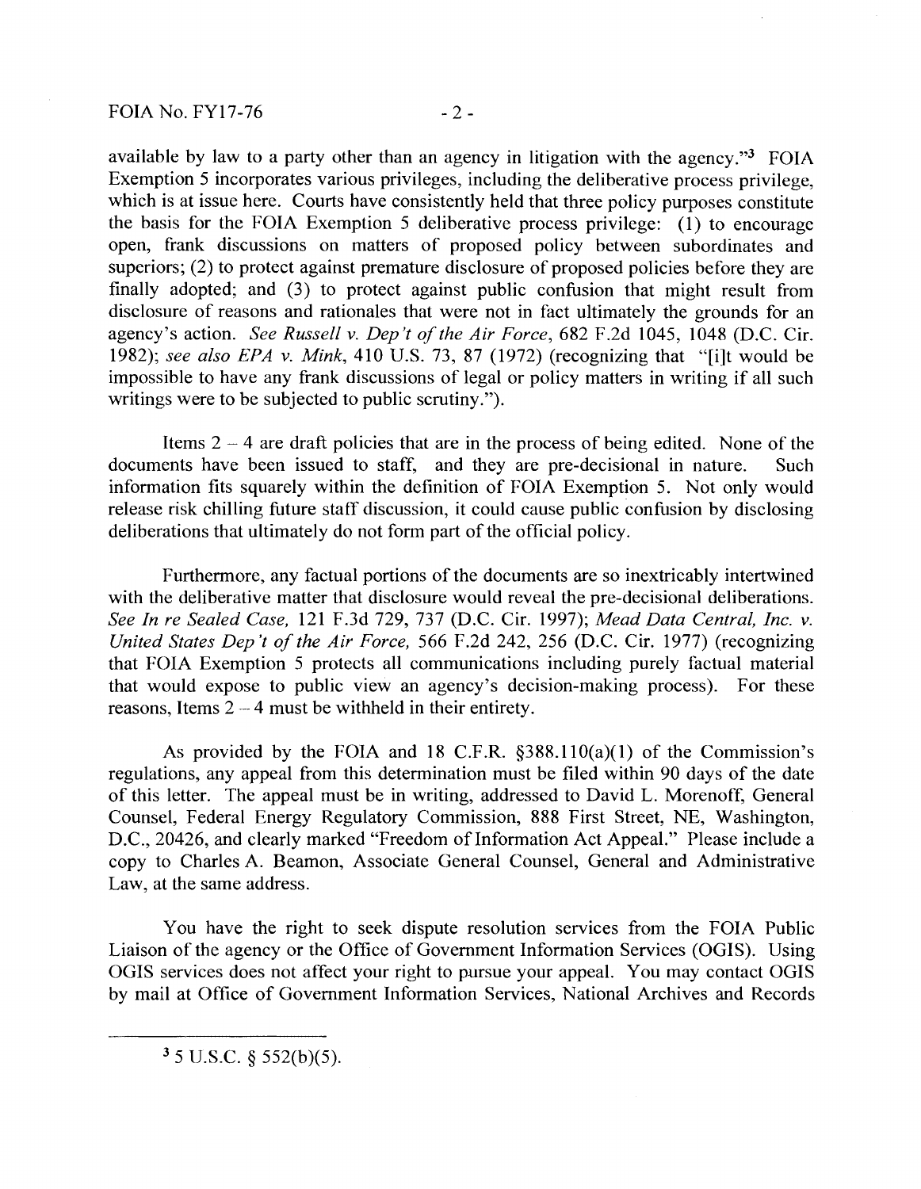available by law to a party other than an agency in litigation with the agency."[3] FOIA Exemption 5 incorporates various privileges, including the deliberative process privilege, which is at issue here. Courts have consistently held that three policy purposes constitute the basis for the FOIA Exemption 5 deliberative process privilege: (1) to encourage open, frank discussions on matters of proposed policy between subordinates and superiors; (2) to protect against premature disclosure of proposed policies before they are finally adopted; and (3) to protect against public confusion that might result from disclosure of reasons and rationales that were not in fact ultimately the grounds for an agency's action. *See Russell v. Dep't of the Air Force*, 682 F.2d 1045, 1048 (D.C. Cir. 1982); *see also EPA v. Mink*, 410 U.S. 73, 87 (1972) (recognizing that "[i]t would be impossible to have any frank discussions of legal or policy matters in writing if all such writings were to be subjected to public scrutiny.").

Items 2 – 4 are draft policies that are in the process of being edited. None of the documents have been issued to staff, and they are pre-decisional in nature. Such information fits squarely within the definition of FOIA Exemption 5. Not only would release risk chilling future staff discussion, it could cause public confusion by disclosing deliberations that ultimately do not form part of the official policy.

Furthermore, any factual portions of the documents are so inextricably intertwined with the deliberative matter that disclosure would reveal the pre-decisional deliberations. *See In re Sealed Case,* 121 F.3d 729, 737 (D.C. Cir. 1997); *Mead Data Central, Inc. v. United States Dep't of the Air Force,* 566 F.2d 242, 256 (D.C. Cir. 1977) (recognizing that FOIA Exemption 5 protects all communications including purely factual material that would expose to public view an agency's decision-making process). For these reasons, Items 2 – 4 must be withheld in their entirety.

As provided by the FOIA and 18 C.F.R. §388.110(a)(1) of the Commission's regulations, any appeal from this determination must be filed within 90 days of the date of this letter. The appeal must be in writing, addressed to David L. Morenoff, General Counsel, Federal Energy Regulatory Commission, 888 First Street, NE, Washington, D.C., 20426, and clearly marked "Freedom of Information Act Appeal." Please include a copy to Charles A. Beamon, Associate General Counsel, General and Administrative Law, at the same address.

You have the right to seek dispute resolution services from the FOIA Public Liaison of the agency or the Office of Government Information Services (OGIS). Using OGIS services does not affect your right to pursue your appeal. You may contact OGIS by mail at Office of Government Information Services, National Archives and Records

---

[3] 5 U.S.C. § 552(b)(5).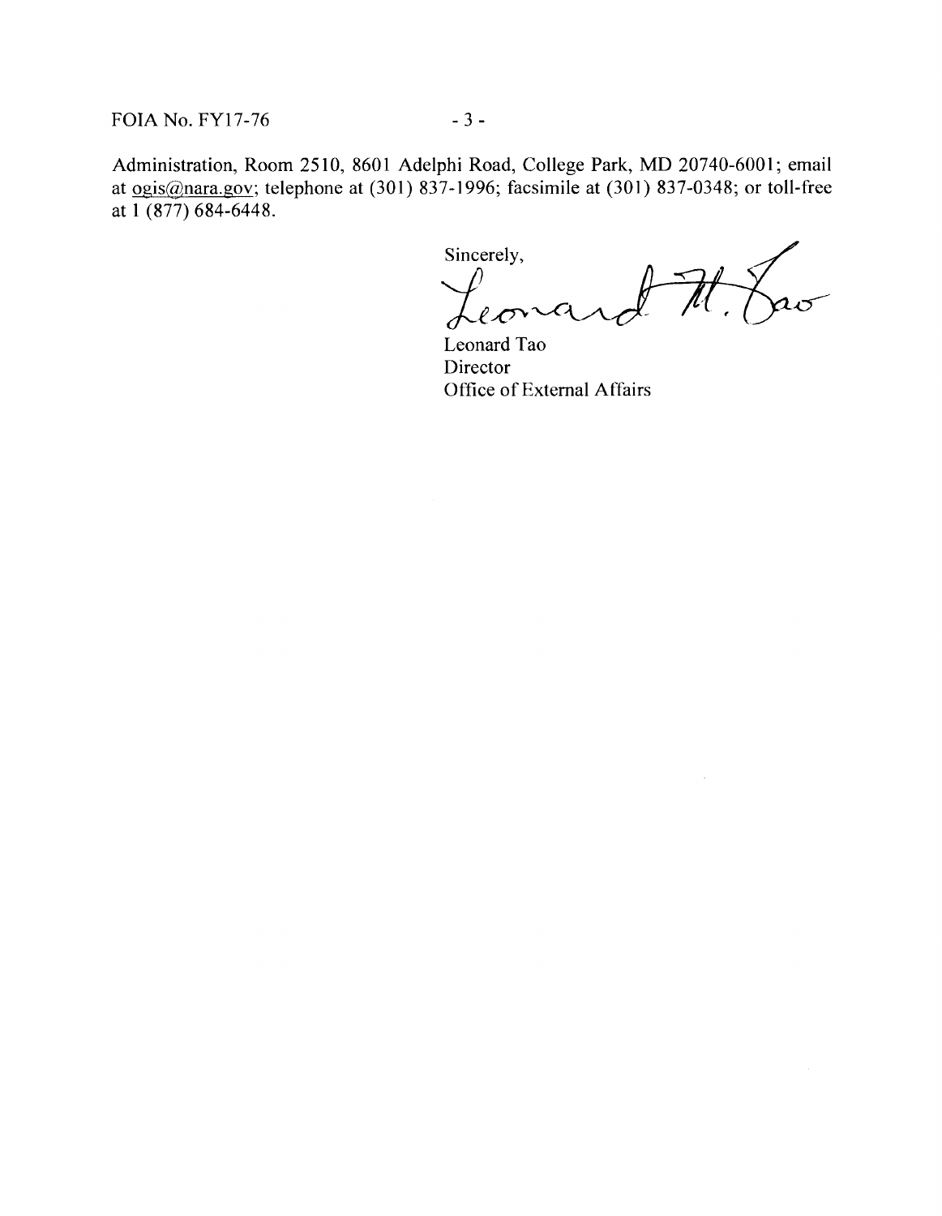Administration, Room 2510, 8601 Adelphi Road, College Park, MD 20740-6001; email at ogis@nara.gov; telephone at (301) 837-1996; facsimile at (301) 837-0348; or toll-free at 1 (877) 684-6448.

Sincerely,

Leonard Tao
Director
Office of External Affairs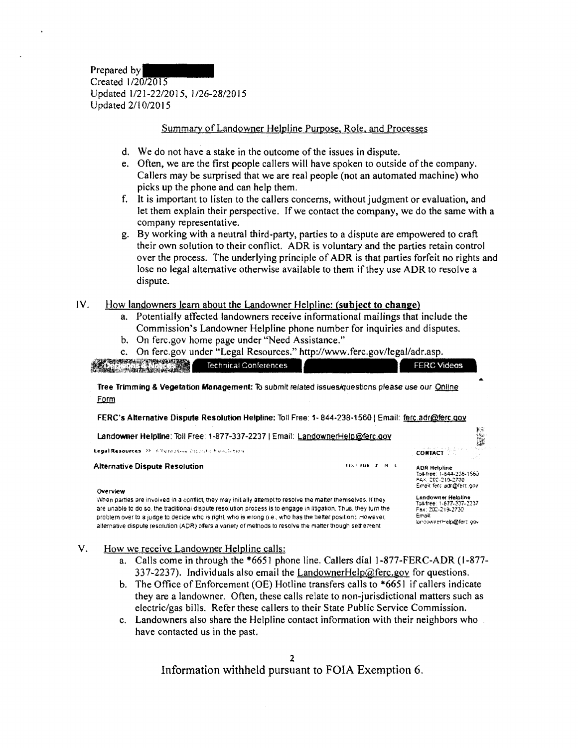Prepared by [REDACTED]
Created 1/20/2015
Updated 1/21-22/2015, 1/26-28/2015
Updated 2/10/2015

Summary of Landowner Helpline Purpose, Role, and Processes

d. We do not have a stake in the outcome of the issues in dispute.
e. Often, we are the first people callers will have spoken to outside of the company. Callers may be surprised that we are real people (not an automated machine) who picks up the phone and can help them.
f. It is important to listen to the callers concerns, without judgment or evaluation, and let them explain their perspective. If we contact the company, we do the same with a company representative.
g. By working with a neutral third-party, parties to a dispute are empowered to craft their own solution to their conflict. ADR is voluntary and the parties retain control over the process. The underlying principle of ADR is that parties forfeit no rights and lose no legal alternative otherwise available to them if they use ADR to resolve a dispute.

IV. How landowners learn about the Landowner Helpline: **(subject to change)**

a. Potentially affected landowners receive informational mailings that include the Commission's Landowner Helpline phone number for inquiries and disputes.
b. On ferc.gov home page under "Need Assistance."
c. On ferc.gov under "Legal Resources." http://www.ferc.gov/legal/adr.asp.

Technical Conferences | FERC Videos

**Tree Trimming & Vegetation Management:** To submit related issues/questions please use our Online Form

**FERC's Alternative Dispute Resolution Helpline:** Toll Free: 1- 844-238-1560 | Email: ferc.adr@ferc.gov

**Landowner Helpline:** Toll Free: 1-877-337-2237 | Email: LandownerHelp@ferc.gov

**Legal Resources** >> Alternative Dispute Resolution

**Alternative Dispute Resolution**

**Overview**

When parties are involved in a conflict, they may initially attempt to resolve the matter themselves. If they are unable to do so, the traditional dispute resolution process is to engage in litigation. Thus, they turn the problem over to a judge to decide who is right, who is wrong (i.e., who has the better position). However, alternative dispute resolution (ADR) offers a variety of methods to resolve the matter though settlement

**CONTACT**

**ADR Helpline**
Toll-free: 1-844-238-1560
FAX: 202-219-2730
Email: ferc.adr@ferc.gov

**Landowner Helpline**
Toll-free: 1-877-337-2237
Fax: 202-219-2730
Email: landownerHelp@ferc.gov

V. How we receive Landowner Helpline calls:

a. Calls come in through the *6651 phone line. Callers dial 1-877-FERC-ADR (1-877-337-2237). Individuals also email the LandownerHelp@ferc.gov for questions.
b. The Office of Enforcement (OE) Hotline transfers calls to *6651 if callers indicate they are a landowner. Often, these calls relate to non-jurisdictional matters such as electric/gas bills. Refer these callers to their State Public Service Commission.
c. Landowners also share the Helpline contact information with their neighbors who have contacted us in the past.

Information withheld pursuant to FOIA Exemption 6.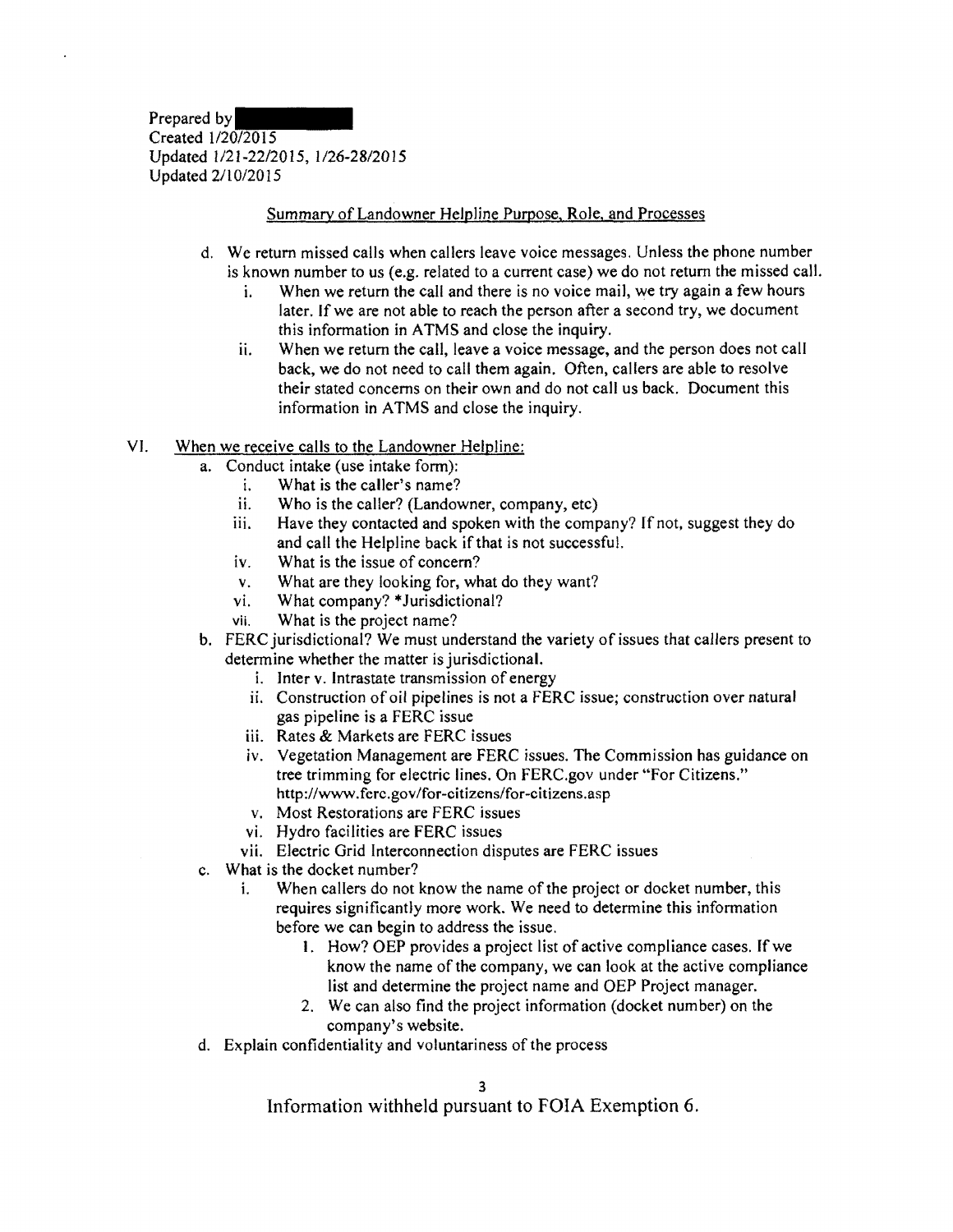Prepared by [redacted]
Created 1/20/2015
Updated 1/21-22/2015, 1/26-28/2015
Updated 2/10/2015

Summary of Landowner Helpline Purpose, Role, and Processes

d. We return missed calls when callers leave voice messages. Unless the phone number is known number to us (e.g. related to a current case) we do not return the missed call.
   i. When we return the call and there is no voice mail, we try again a few hours later. If we are not able to reach the person after a second try, we document this information in ATMS and close the inquiry.
   ii. When we return the call, leave a voice message, and the person does not call back, we do not need to call them again. Often, callers are able to resolve their stated concerns on their own and do not call us back. Document this information in ATMS and close the inquiry.

VI. When we receive calls to the Landowner Helpline:

a. Conduct intake (use intake form):
   i. What is the caller's name?
   ii. Who is the caller? (Landowner, company, etc)
   iii. Have they contacted and spoken with the company? If not, suggest they do and call the Helpline back if that is not successful.
   iv. What is the issue of concern?
   v. What are they looking for, what do they want?
   vi. What company? *Jurisdictional?
   vii. What is the project name?

b. FERC jurisdictional? We must understand the variety of issues that callers present to determine whether the matter is jurisdictional.
   i. Inter v. Intrastate transmission of energy
   ii. Construction of oil pipelines is not a FERC issue; construction over natural gas pipeline is a FERC issue
   iii. Rates & Markets are FERC issues
   iv. Vegetation Management are FERC issues. The Commission has guidance on tree trimming for electric lines. On FERC.gov under "For Citizens." http://www.ferc.gov/for-citizens/for-citizens.asp
   v. Most Restorations are FERC issues
   vi. Hydro facilities are FERC issues
   vii. Electric Grid Interconnection disputes are FERC issues

c. What is the docket number?
   i. When callers do not know the name of the project or docket number, this requires significantly more work. We need to determine this information before we can begin to address the issue.
      1. How? OEP provides a project list of active compliance cases. If we know the name of the company, we can look at the active compliance list and determine the project name and OEP Project manager.
      2. We can also find the project information (docket number) on the company's website.

d. Explain confidentiality and voluntariness of the process

Information withheld pursuant to FOIA Exemption 6.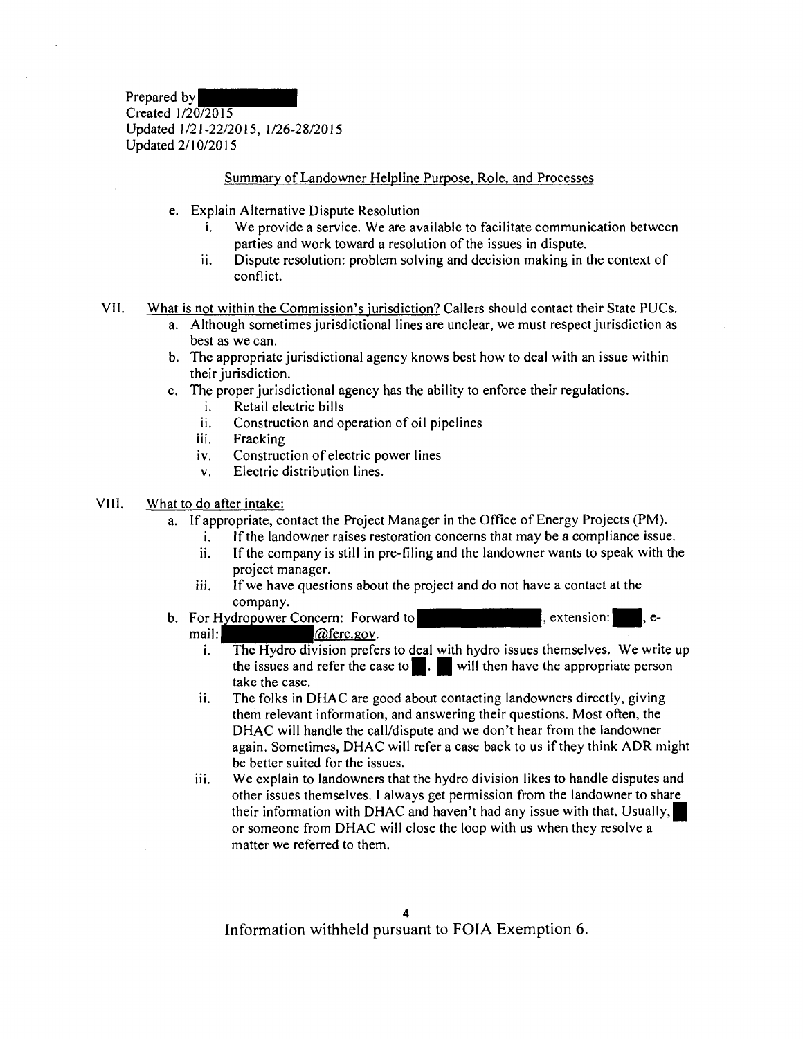Prepared by [redacted]
Created 1/20/2015
Updated 1/21-22/2015, 1/26-28/2015
Updated 2/10/2015

Summary of Landowner Helpline Purpose, Role, and Processes

e. Explain Alternative Dispute Resolution
   i. We provide a service. We are available to facilitate communication between parties and work toward a resolution of the issues in dispute.
   ii. Dispute resolution: problem solving and decision making in the context of conflict.

VII. What is not within the Commission's jurisdiction? Callers should contact their State PUCs.
   a. Although sometimes jurisdictional lines are unclear, we must respect jurisdiction as best as we can.
   b. The appropriate jurisdictional agency knows best how to deal with an issue within their jurisdiction.
   c. The proper jurisdictional agency has the ability to enforce their regulations.
      i. Retail electric bills
      ii. Construction and operation of oil pipelines
      iii. Fracking
      iv. Construction of electric power lines
      v. Electric distribution lines.

VIII. What to do after intake:
   a. If appropriate, contact the Project Manager in the Office of Energy Projects (PM).
      i. If the landowner raises restoration concerns that may be a compliance issue.
      ii. If the company is still in pre-filing and the landowner wants to speak with the project manager.
      iii. If we have questions about the project and do not have a contact at the company.
   b. For Hydropower Concern: Forward to [redacted], extension: [redacted], e-mail: [redacted]@ferc.gov.
      i. The Hydro division prefers to deal with hydro issues themselves. We write up the issues and refer the case to [redacted]. [redacted] will then have the appropriate person take the case.
      ii. The folks in DHAC are good about contacting landowners directly, giving them relevant information, and answering their questions. Most often, the DHAC will handle the call/dispute and we don't hear from the landowner again. Sometimes, DHAC will refer a case back to us if they think ADR might be better suited for the issues.
      iii. We explain to landowners that the hydro division likes to handle disputes and other issues themselves. I always get permission from the landowner to share their information with DHAC and haven't had any issue with that. Usually, [redacted] or someone from DHAC will close the loop with us when they resolve a matter we referred to them.

Information withheld pursuant to FOIA Exemption 6.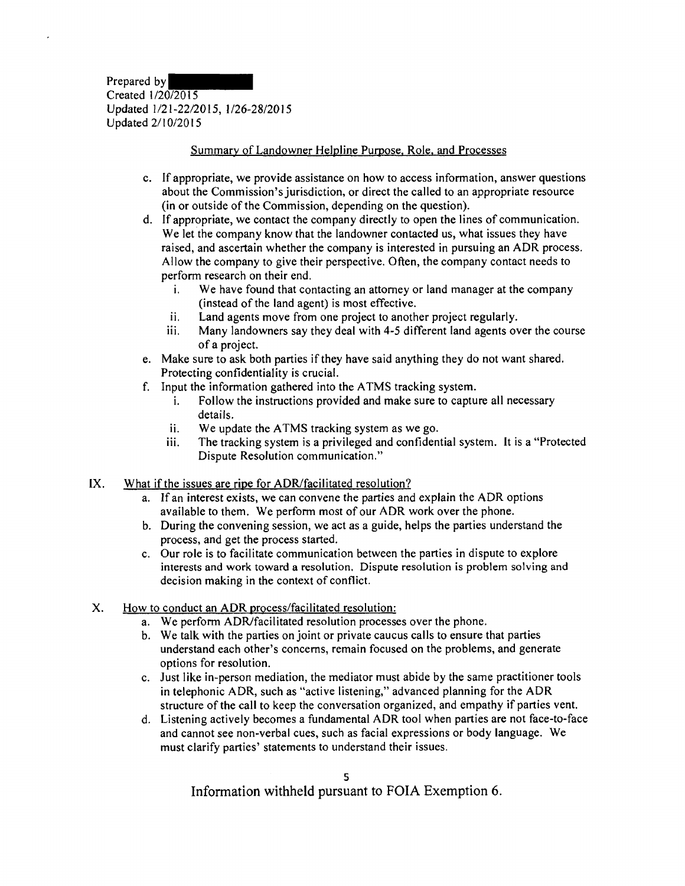Prepared by [REDACTED]
Created 1/20/2015
Updated 1/21-22/2015, 1/26-28/2015
Updated 2/10/2015

Summary of Landowner Helpline Purpose, Role, and Processes

c. If appropriate, we provide assistance on how to access information, answer questions about the Commission's jurisdiction, or direct the called to an appropriate resource (in or outside of the Commission, depending on the question).
d. If appropriate, we contact the company directly to open the lines of communication. We let the company know that the landowner contacted us, what issues they have raised, and ascertain whether the company is interested in pursuing an ADR process. Allow the company to give their perspective. Often, the company contact needs to perform research on their end.
   i. We have found that contacting an attorney or land manager at the company (instead of the land agent) is most effective.
   ii. Land agents move from one project to another project regularly.
   iii. Many landowners say they deal with 4-5 different land agents over the course of a project.
e. Make sure to ask both parties if they have said anything they do not want shared. Protecting confidentiality is crucial.
f. Input the information gathered into the ATMS tracking system.
   i. Follow the instructions provided and make sure to capture all necessary details.
   ii. We update the ATMS tracking system as we go.
   iii. The tracking system is a privileged and confidential system. It is a "Protected Dispute Resolution communication."

IX. What if the issues are ripe for ADR/facilitated resolution?
   a. If an interest exists, we can convene the parties and explain the ADR options available to them. We perform most of our ADR work over the phone.
   b. During the convening session, we act as a guide, helps the parties understand the process, and get the process started.
   c. Our role is to facilitate communication between the parties in dispute to explore interests and work toward a resolution. Dispute resolution is problem solving and decision making in the context of conflict.

X. How to conduct an ADR process/facilitated resolution:
   a. We perform ADR/facilitated resolution processes over the phone.
   b. We talk with the parties on joint or private caucus calls to ensure that parties understand each other's concerns, remain focused on the problems, and generate options for resolution.
   c. Just like in-person mediation, the mediator must abide by the same practitioner tools in telephonic ADR, such as "active listening," advanced planning for the ADR structure of the call to keep the conversation organized, and empathy if parties vent.
   d. Listening actively becomes a fundamental ADR tool when parties are not face-to-face and cannot see non-verbal cues, such as facial expressions or body language. We must clarify parties' statements to understand their issues.

Information withheld pursuant to FOIA Exemption 6.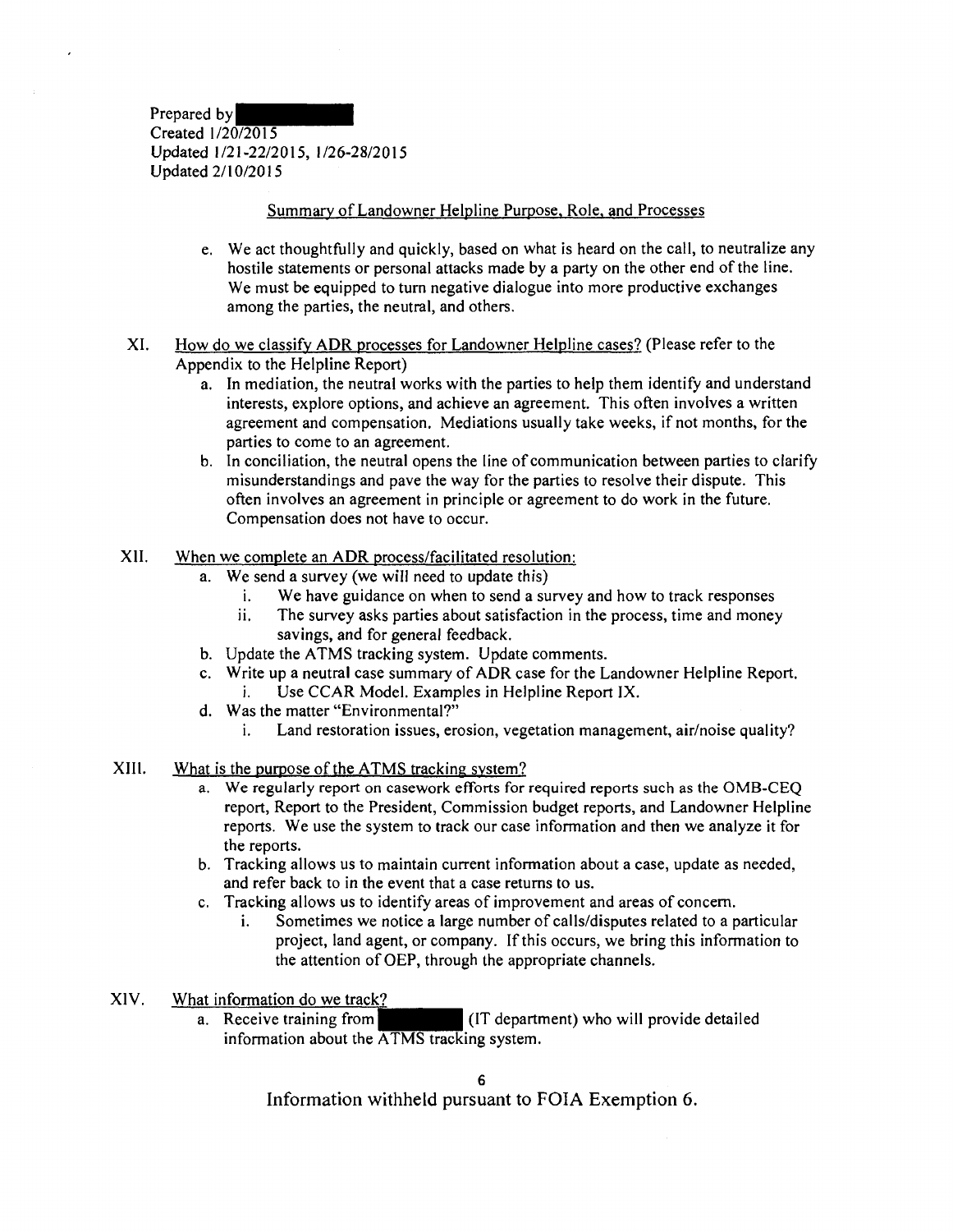Prepared by ████████
Created 1/20/2015
Updated 1/21-22/2015, 1/26-28/2015
Updated 2/10/2015

Summary of Landowner Helpline Purpose, Role, and Processes

e. We act thoughtfully and quickly, based on what is heard on the call, to neutralize any hostile statements or personal attacks made by a party on the other end of the line. We must be equipped to turn negative dialogue into more productive exchanges among the parties, the neutral, and others.

XI. How do we classify ADR processes for Landowner Helpline cases? (Please refer to the Appendix to the Helpline Report)
   a. In mediation, the neutral works with the parties to help them identify and understand interests, explore options, and achieve an agreement. This often involves a written agreement and compensation. Mediations usually take weeks, if not months, for the parties to come to an agreement.
   b. In conciliation, the neutral opens the line of communication between parties to clarify misunderstandings and pave the way for the parties to resolve their dispute. This often involves an agreement in principle or agreement to do work in the future. Compensation does not have to occur.

XII. When we complete an ADR process/facilitated resolution:
   a. We send a survey (we will need to update this)
      i. We have guidance on when to send a survey and how to track responses
      ii. The survey asks parties about satisfaction in the process, time and money savings, and for general feedback.
   b. Update the ATMS tracking system. Update comments.
   c. Write up a neutral case summary of ADR case for the Landowner Helpline Report.
      i. Use CCAR Model. Examples in Helpline Report IX.
   d. Was the matter "Environmental?"
      i. Land restoration issues, erosion, vegetation management, air/noise quality?

XIII. What is the purpose of the ATMS tracking system?
   a. We regularly report on casework efforts for required reports such as the OMB-CEQ report, Report to the President, Commission budget reports, and Landowner Helpline reports. We use the system to track our case information and then we analyze it for the reports.
   b. Tracking allows us to maintain current information about a case, update as needed, and refer back to in the event that a case returns to us.
   c. Tracking allows us to identify areas of improvement and areas of concern.
      i. Sometimes we notice a large number of calls/disputes related to a particular project, land agent, or company. If this occurs, we bring this information to the attention of OEP, through the appropriate channels.

XIV. What information do we track?
   a. Receive training from ████████ (IT department) who will provide detailed information about the ATMS tracking system.

Information withheld pursuant to FOIA Exemption 6.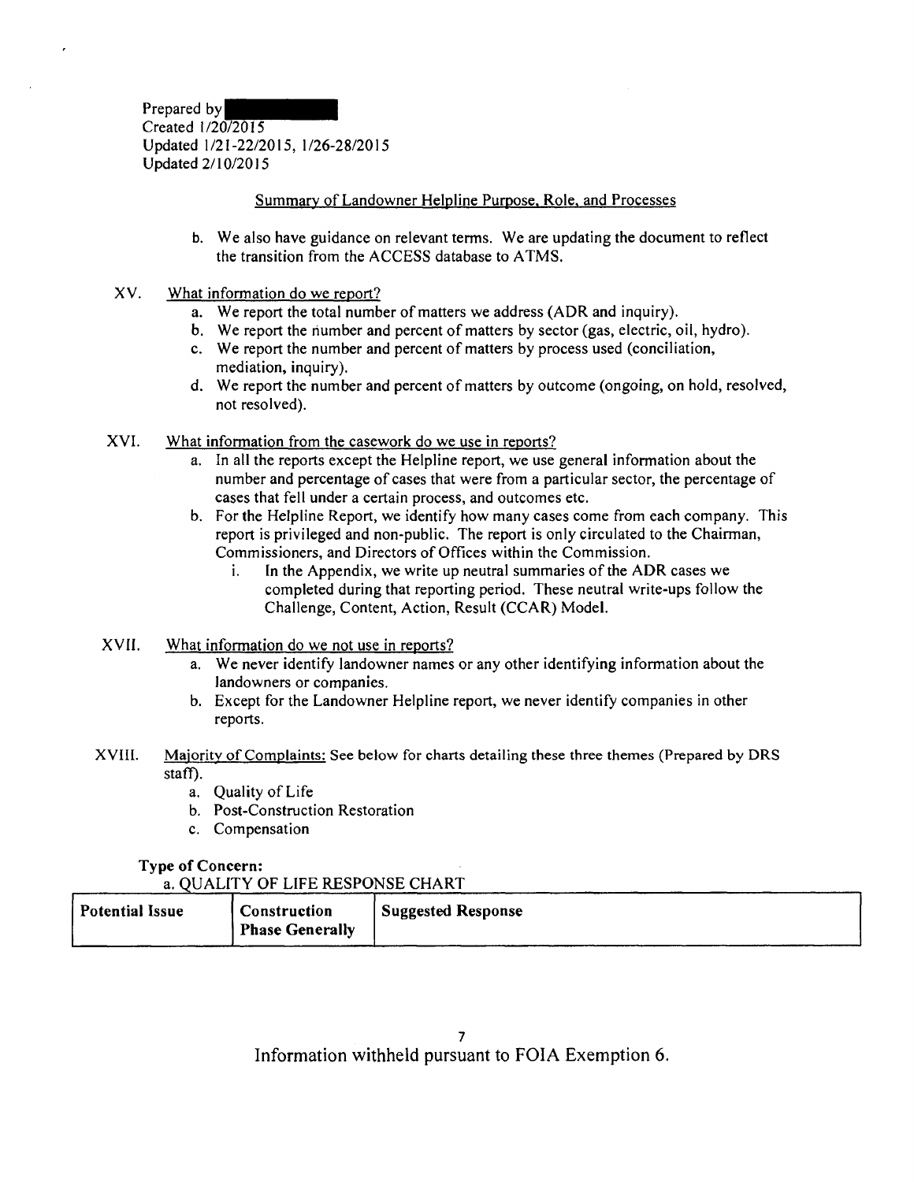Prepared by [redacted]
Created 1/20/2015
Updated 1/21-22/2015, 1/26-28/2015
Updated 2/10/2015

Summary of Landowner Helpline Purpose, Role, and Processes

b. We also have guidance on relevant terms. We are updating the document to reflect the transition from the ACCESS database to ATMS.

XV. What information do we report?

a. We report the total number of matters we address (ADR and inquiry).
b. We report the number and percent of matters by sector (gas, electric, oil, hydro).
c. We report the number and percent of matters by process used (conciliation, mediation, inquiry).
d. We report the number and percent of matters by outcome (ongoing, on hold, resolved, not resolved).

XVI. What information from the casework do we use in reports?

a. In all the reports except the Helpline report, we use general information about the number and percentage of cases that were from a particular sector, the percentage of cases that fell under a certain process, and outcomes etc.
b. For the Helpline Report, we identify how many cases come from each company. This report is privileged and non-public. The report is only circulated to the Chairman, Commissioners, and Directors of Offices within the Commission.
    i. In the Appendix, we write up neutral summaries of the ADR cases we completed during that reporting period. These neutral write-ups follow the Challenge, Content, Action, Result (CCAR) Model.

XVII. What information do we not use in reports?

a. We never identify landowner names or any other identifying information about the landowners or companies.
b. Except for the Landowner Helpline report, we never identify companies in other reports.

XVIII. Majority of Complaints: See below for charts detailing these three themes (Prepared by DRS staff).

a. Quality of Life
b. Post-Construction Restoration
c. Compensation

**Type of Concern:**

a. QUALITY OF LIFE RESPONSE CHART

| Potential Issue | Construction Phase Generally | Suggested Response |
|---|---|---|

Information withheld pursuant to FOIA Exemption 6.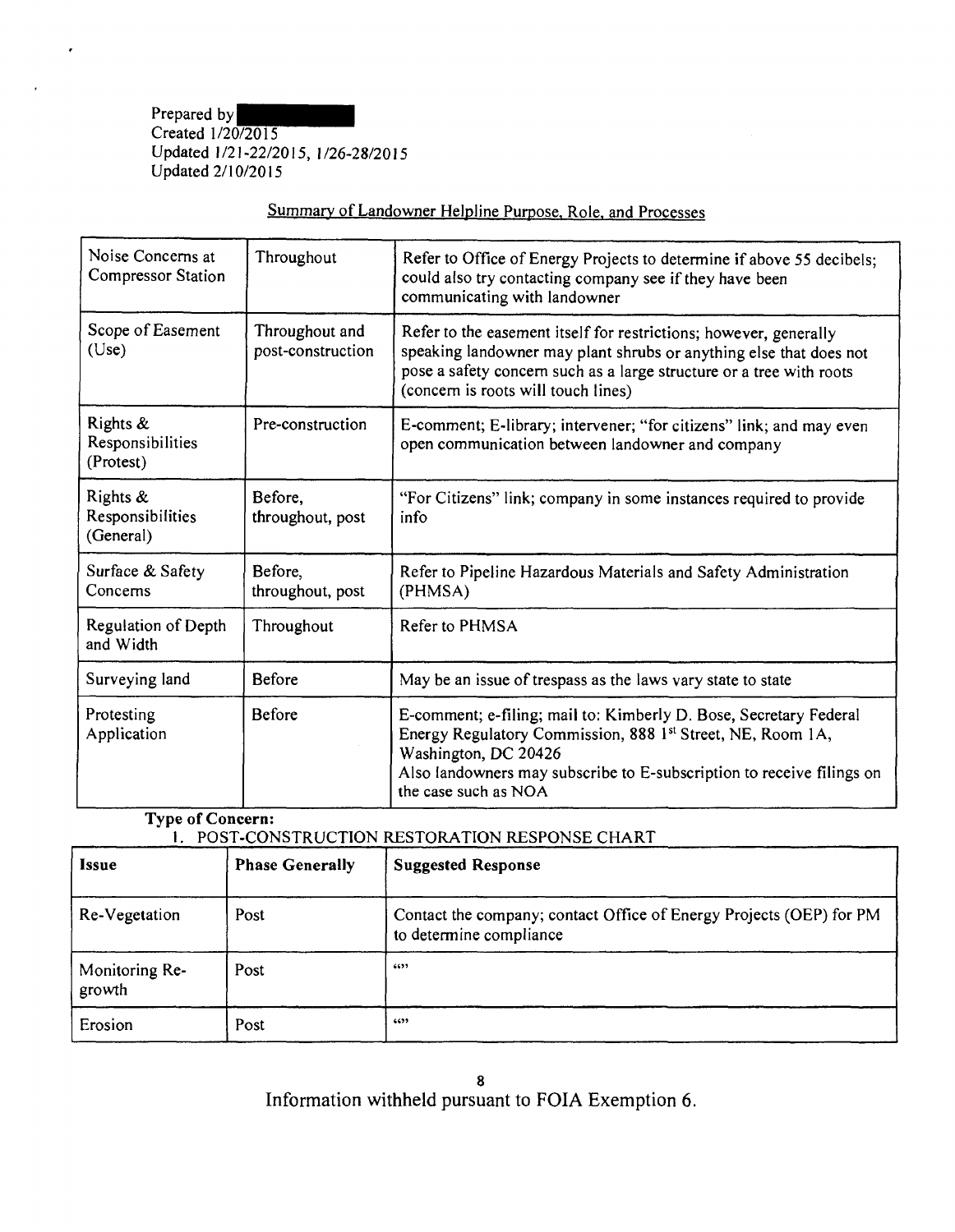Prepared by [redacted]
Created 1/20/2015
Updated 1/21-22/2015, 1/26-28/2015
Updated 2/10/2015

Summary of Landowner Helpline Purpose, Role, and Processes

| | | |
|---|---|---|
| Noise Concerns at Compressor Station | Throughout | Refer to Office of Energy Projects to determine if above 55 decibels; could also try contacting company see if they have been communicating with landowner |
| Scope of Easement (Use) | Throughout and post-construction | Refer to the easement itself for restrictions; however, generally speaking landowner may plant shrubs or anything else that does not pose a safety concern such as a large structure or a tree with roots (concern is roots will touch lines) |
| Rights & Responsibilities (Protest) | Pre-construction | E-comment; E-library; intervener; "for citizens" link; and may even open communication between landowner and company |
| Rights & Responsibilities (General) | Before, throughout, post | "For Citizens" link; company in some instances required to provide info |
| Surface & Safety Concerns | Before, throughout, post | Refer to Pipeline Hazardous Materials and Safety Administration (PHMSA) |
| Regulation of Depth and Width | Throughout | Refer to PHMSA |
| Surveying land | Before | May be an issue of trespass as the laws vary state to state |
| Protesting Application | Before | E-comment; e-filing; mail to: Kimberly D. Bose, Secretary Federal Energy Regulatory Commission, 888 1st Street, NE, Room 1A, Washington, DC 20426<br>Also landowners may subscribe to E-subscription to receive filings on the case such as NOA |

**Type of Concern:**

1. POST-CONSTRUCTION RESTORATION RESPONSE CHART

| **Issue** | **Phase Generally** | **Suggested Response** |
|---|---|---|
| Re-Vegetation | Post | Contact the company; contact Office of Energy Projects (OEP) for PM to determine compliance |
| Monitoring Re-growth | Post | "" |
| Erosion | Post | "" |

Information withheld pursuant to FOIA Exemption 6.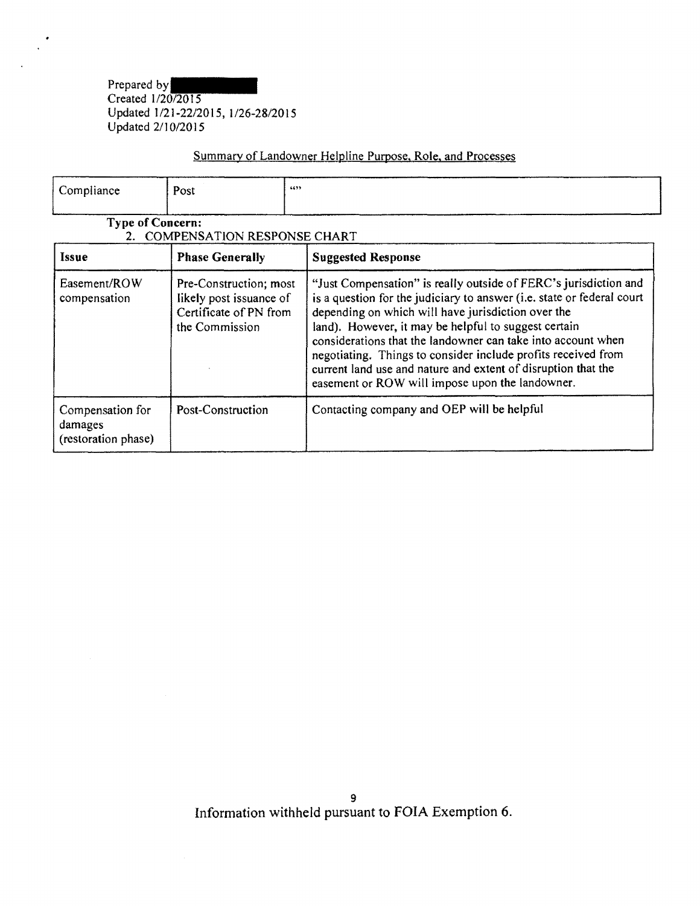Prepared by
Created 1/20/2015
Updated 1/21-22/2015, 1/26-28/2015
Updated 2/10/2015

Summary of Landowner Helpline Purpose, Role, and Processes

| | | |
|---|---|---|
| Compliance | Post | “” |

**Type of Concern:**

2. COMPENSATION RESPONSE CHART

| Issue | Phase Generally | Suggested Response |
|---|---|---|
| Easement/ROW compensation | Pre-Construction; most likely post issuance of Certificate of PN from the Commission | “Just Compensation” is really outside of FERC's jurisdiction and is a question for the judiciary to answer (i.e. state or federal court depending on which will have jurisdiction over the land). However, it may be helpful to suggest certain considerations that the landowner can take into account when negotiating. Things to consider include profits received from current land use and nature and extent of disruption that the easement or ROW will impose upon the landowner. |
| Compensation for damages (restoration phase) | Post-Construction | Contacting company and OEP will be helpful |

Information withheld pursuant to FOIA Exemption 6.